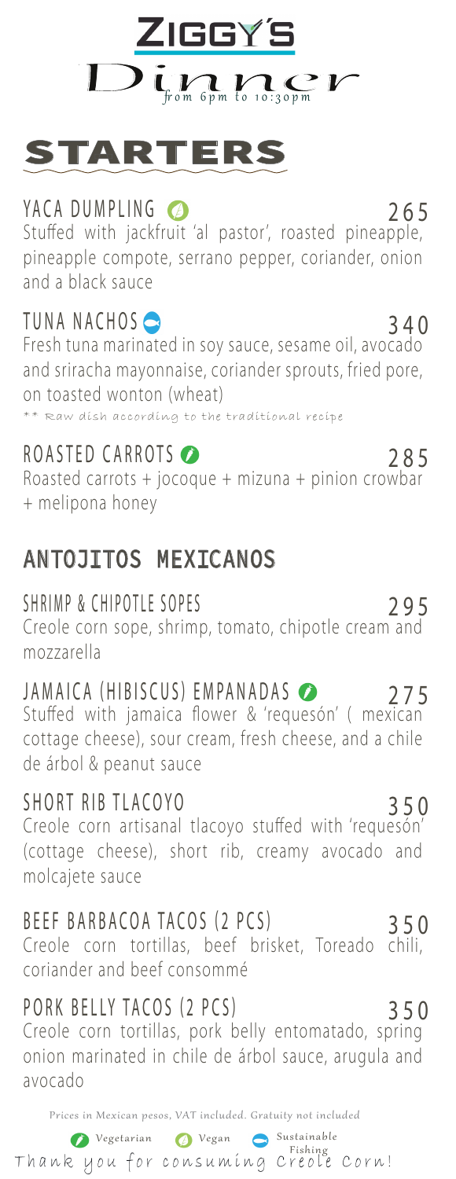# ZIGGY'S

## Dinner
from 6pm to 10:30pm

## STARTERS

**YACA DUMPLING** (Vegan) 265
Stuffed with jackfruit 'al pastor', roasted pineapple, pineapple compote, serrano pepper, coriander, onion and a black sauce

**TUNA NACHOS** (Sustainable Fishing) 340
Fresh tuna marinated in soy sauce, sesame oil, avocado and sriracha mayonnaise, coriander sprouts, fried pore, on toasted wonton (wheat)
** Raw dish according to the traditional recipe

**ROASTED CARROTS** (Vegetarian) 285
Roasted carrots + jocoque + mizuna + pinion crowbar + melipona honey

## ANTOJITOS MEXICANOS

**SHRIMP & CHIPOTLE SOPES** 295
Creole corn sope, shrimp, tomato, chipotle cream and mozzarella

**JAMAICA (HIBISCUS) EMPANADAS** (Vegetarian) 275
Stuffed with jamaica flower & 'requesón' ( mexican cottage cheese), sour cream, fresh cheese, and a chile de árbol & peanut sauce

**SHORT RIB TLACOYO** 350
Creole corn artisanal tlacoyo stuffed with 'requesón' (cottage cheese), short rib, creamy avocado and molcajete sauce

**BEEF BARBACOA TACOS (2 PCS)** 350
Creole corn tortillas, beef brisket, Toreado chili, coriander and beef consommé

**PORK BELLY TACOS (2 PCS)** 350
Creole corn tortillas, pork belly entomatado, spring onion marinated in chile de árbol sauce, arugula and avocado

Prices in Mexican pesos, VAT included. Gratuity not included

Vegetarian · Vegan · Sustainable Fishing

Thank you for consuming Creole Corn!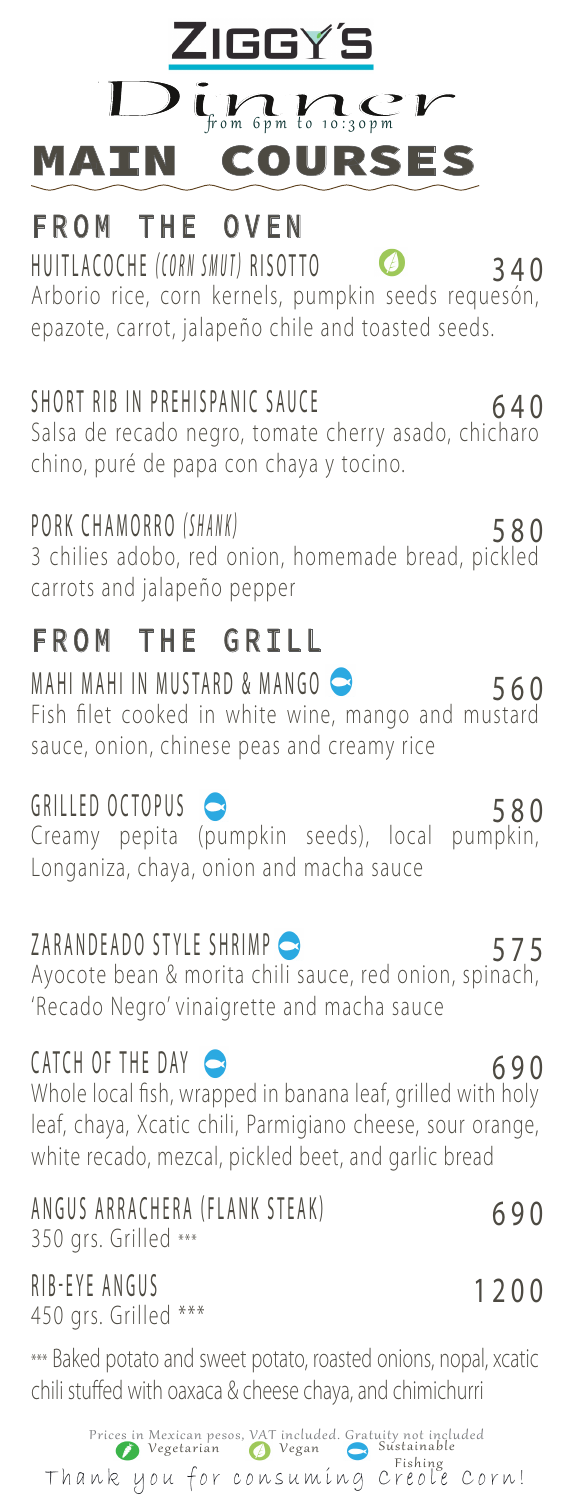# ZIGGY'S

## Dinner

from 6pm to 10:30pm

# MAIN COURSES

## FROM THE OVEN

**HUITLACOCHE** *(CORN SMUT)* **RISOTTO** 340

Arborio rice, corn kernels, pumpkin seeds requesón, epazote, carrot, jalapeño chile and toasted seeds.

**SHORT RIB IN PREHISPANIC SAUCE** 640

Salsa de recado negro, tomate cherry asado, chícharo chino, puré de papa con chaya y tocino.

**PORK CHAMORRO** *(SHANK)* 580

3 chilies adobo, red onion, homemade bread, pickled carrots and jalapeño pepper

## FROM THE GRILL

**MAHI MAHI IN MUSTARD & MANGO** 560

Fish filet cooked in white wine, mango and mustard sauce, onion, chinese peas and creamy rice

**GRILLED OCTOPUS** 580

Creamy pepita (pumpkin seeds), local pumpkin, Longaniza, chaya, onion and macha sauce

**ZARANDEADO STYLE SHRIMP** 575

Ayocote bean & morita chili sauce, red onion, spinach, 'Recado Negro' vinaigrette and macha sauce

**CATCH OF THE DAY** 690

Whole local fish, wrapped in banana leaf, grilled with holy leaf, chaya, Xcatic chili, Parmigiano cheese, sour orange, white recado, mezcal, pickled beet, and garlic bread

**ANGUS ARRACHERA (FLANK STEAK)** 690

350 grs. Grilled ***

**RIB-EYE ANGUS** 1200

450 grs. Grilled ***

*** Baked potato and sweet potato, roasted onions, nopal, xcatic chili stuffed with oaxaca & cheese chaya, and chimichurri

Prices in Mexican pesos, VAT included. Gratuity not included

Vegetarian — Vegan — Sustainable Fishing

Thank you for consuming Creole Corn!